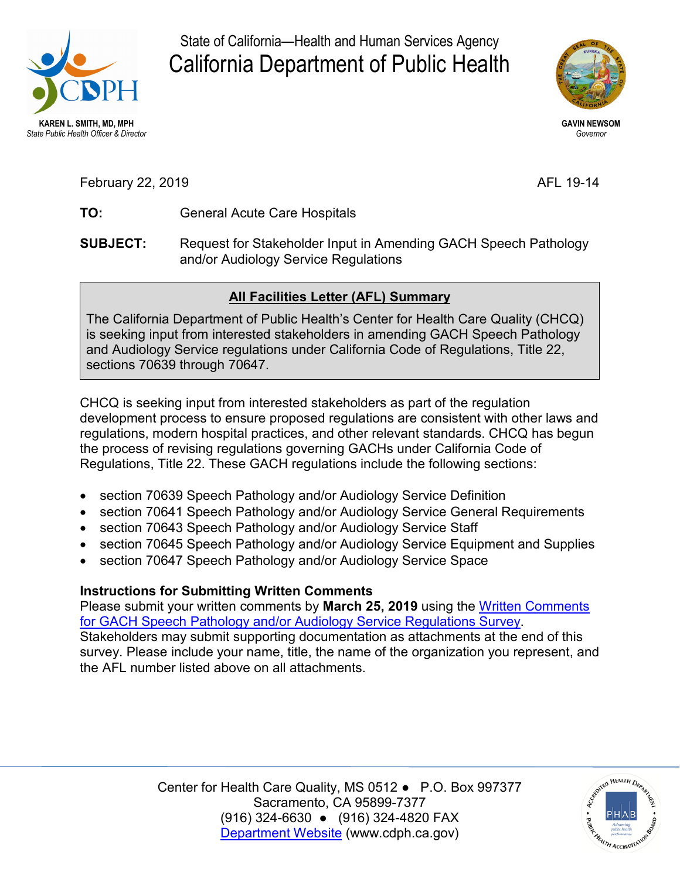State of California—Health and Human Services Agency

# California Department of Public Health

**KAREN L. SMITH, MD, MPH**
*State Public Health Officer & Director*

**GAVIN NEWSOM**
*Governor*

February 22, 2019

AFL 19-14

**TO:** General Acute Care Hospitals

**SUBJECT:** Request for Stakeholder Input in Amending GACH Speech Pathology and/or Audiology Service Regulations

**All Facilities Letter (AFL) Summary**

The California Department of Public Health's Center for Health Care Quality (CHCQ) is seeking input from interested stakeholders in amending GACH Speech Pathology and Audiology Service regulations under California Code of Regulations, Title 22, sections 70639 through 70647.

CHCQ is seeking input from interested stakeholders as part of the regulation development process to ensure proposed regulations are consistent with other laws and regulations, modern hospital practices, and other relevant standards. CHCQ has begun the process of revising regulations governing GACHs under California Code of Regulations, Title 22. These GACH regulations include the following sections:

- section 70639 Speech Pathology and/or Audiology Service Definition
- section 70641 Speech Pathology and/or Audiology Service General Requirements
- section 70643 Speech Pathology and/or Audiology Service Staff
- section 70645 Speech Pathology and/or Audiology Service Equipment and Supplies
- section 70647 Speech Pathology and/or Audiology Service Space

**Instructions for Submitting Written Comments**
Please submit your written comments by **March 25, 2019** using the Written Comments for GACH Speech Pathology and/or Audiology Service Regulations Survey.
Stakeholders may submit supporting documentation as attachments at the end of this survey. Please include your name, title, the name of the organization you represent, and the AFL number listed above on all attachments.

Center for Health Care Quality, MS 0512 ● P.O. Box 997377
Sacramento, CA 95899-7377
(916) 324-6630 ● (916) 324-4820 FAX
Department Website (www.cdph.ca.gov)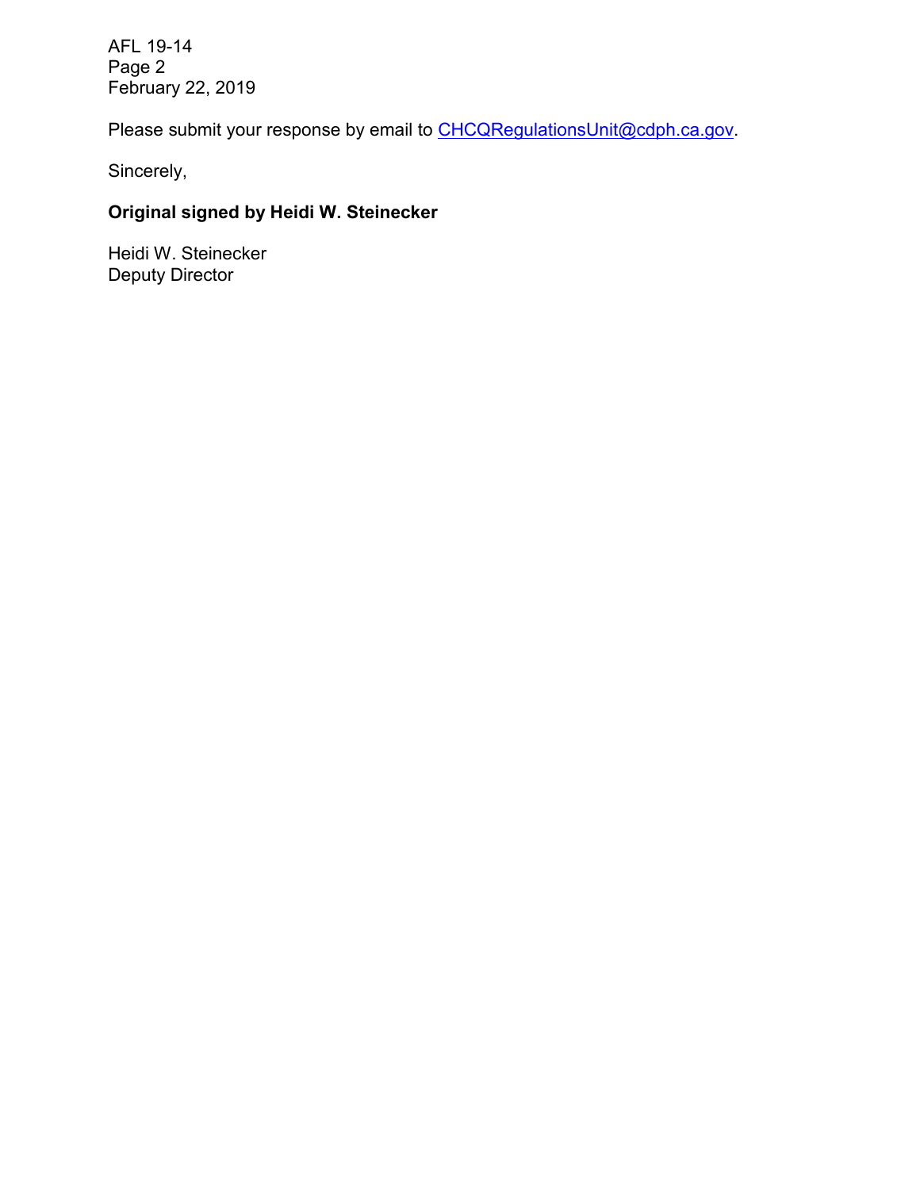Please submit your response by email to CHCQRegulationsUnit@cdph.ca.gov.

Sincerely,

**Original signed by Heidi W. Steinecker**

Heidi W. Steinecker
Deputy Director